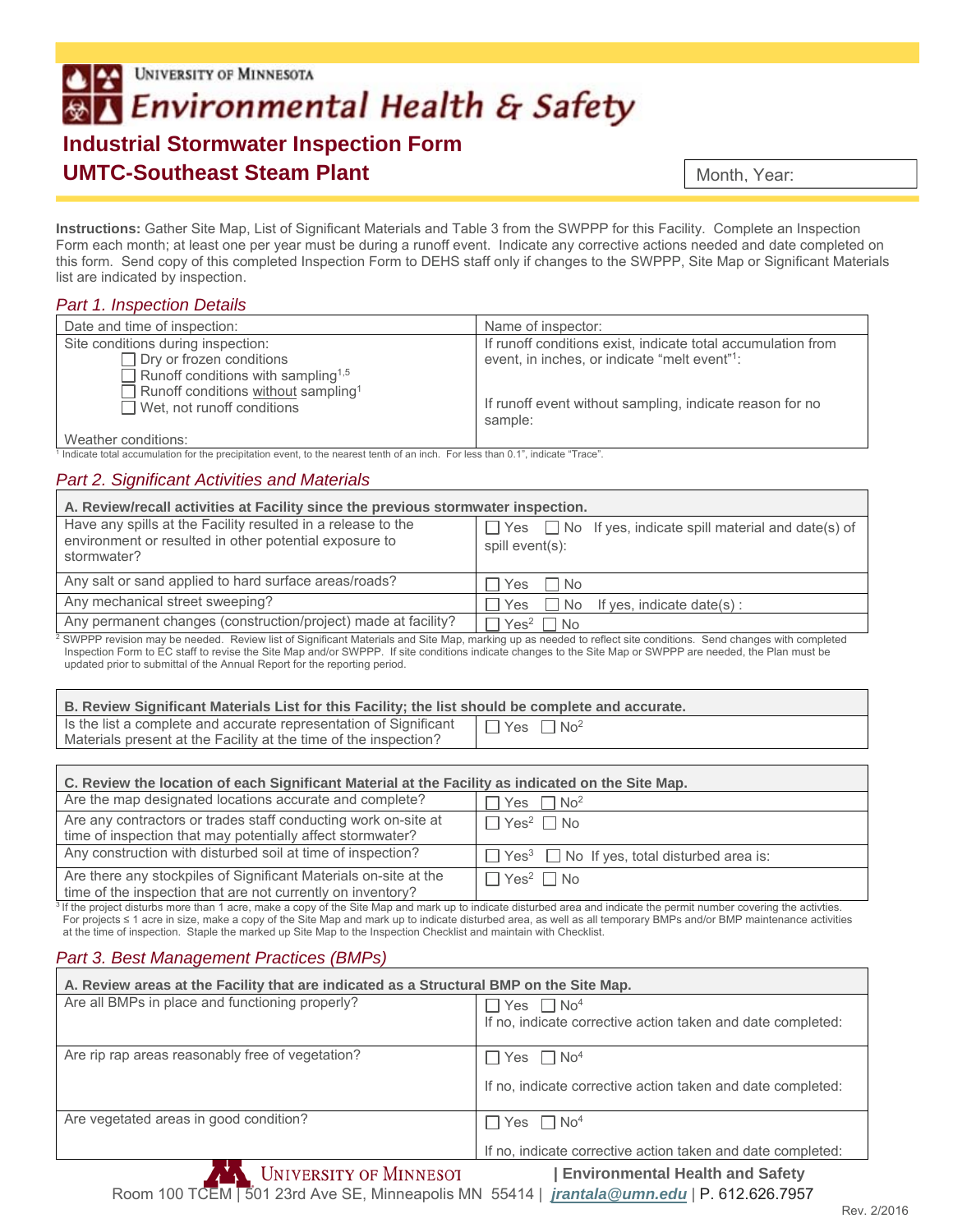University of Minnesota

# Environmental Health & Safety

## Industrial Stormwater Inspection Form
## UMTC-Southeast Steam Plant

Month, Year:

**Instructions:** Gather Site Map, List of Significant Materials and Table 3 from the SWPPP for this Facility. Complete an Inspection Form each month; at least one per year must be during a runoff event. Indicate any corrective actions needed and date completed on this form. Send copy of this completed Inspection Form to DEHS staff only if changes to the SWPPP, Site Map or Significant Materials list are indicated by inspection.

### *Part 1. Inspection Details*

| Date and time of inspection: | Name of inspector: |
|---|---|
| Site conditions during inspection:<br>☐ Dry or frozen conditions<br>☐ Runoff conditions with sampling[1,5]<br>☐ Runoff conditions without sampling[1]<br>☐ Wet, not runoff conditions<br><br>Weather conditions: | If runoff conditions exist, indicate total accumulation from event, in inches, or indicate "melt event"[1]:<br><br>If runoff event without sampling, indicate reason for no sample: |

[1] Indicate total accumulation for the precipitation event, to the nearest tenth of an inch. For less than 0.1", indicate "Trace".

### *Part 2. Significant Activities and Materials*

| **A. Review/recall activities at Facility since the previous stormwater inspection.** | |
|---|---|
| Have any spills at the Facility resulted in a release to the environment or resulted in other potential exposure to stormwater? | ☐ Yes ☐ No If yes, indicate spill material and date(s) of spill event(s): |
| Any salt or sand applied to hard surface areas/roads? | ☐ Yes ☐ No |
| Any mechanical street sweeping? | ☐ Yes ☐ No If yes, indicate date(s) : |
| Any permanent changes (construction/project) made at facility? | ☐ Yes[2] ☐ No |

[2] SWPPP revision may be needed. Review list of Significant Materials and Site Map, marking up as needed to reflect site conditions. Send changes with completed Inspection Form to EC staff to revise the Site Map and/or SWPPP. If site conditions indicate changes to the Site Map or SWPPP are needed, the Plan must be updated prior to submittal of the Annual Report for the reporting period.

| **B. Review Significant Materials List for this Facility; the list should be complete and accurate.** | |
|---|---|
| Is the list a complete and accurate representation of Significant Materials present at the Facility at the time of the inspection? | ☐ Yes ☐ No[2] |

| **C. Review the location of each Significant Material at the Facility as indicated on the Site Map.** | |
|---|---|
| Are the map designated locations accurate and complete? | ☐ Yes ☐ No[2] |
| Are any contractors or trades staff conducting work on-site at time of inspection that may potentially affect stormwater? | ☐ Yes[2] ☐ No |
| Any construction with disturbed soil at time of inspection? | ☐ Yes[3] ☐ No If yes, total disturbed area is: |
| Are there any stockpiles of Significant Materials on-site at the time of the inspection that are not currently on inventory? | ☐ Yes[2] ☐ No |

[3] If the project disturbs more than 1 acre, make a copy of the Site Map and mark up to indicate disturbed area and indicate the permit number covering the activties. For projects ≤ 1 acre in size, make a copy of the Site Map and mark up to indicate disturbed area, as well as all temporary BMPs and/or BMP maintenance activities at the time of inspection. Staple the marked up Site Map to the Inspection Checklist and maintain with Checklist.

### *Part 3. Best Management Practices (BMPs)*

| **A. Review areas at the Facility that are indicated as a Structural BMP on the Site Map.** | |
|---|---|
| Are all BMPs in place and functioning properly? | ☐ Yes ☐ No[4]<br>If no, indicate corrective action taken and date completed: |
| Are rip rap areas reasonably free of vegetation? | ☐ Yes ☐ No[4]<br>If no, indicate corrective action taken and date completed: |
| Are vegetated areas in good condition? | ☐ Yes ☐ No[4]<br>If no, indicate corrective action taken and date completed: |

University of Minnesota | Environmental Health and Safety
Room 100 TCEM | 501 23rd Ave SE, Minneapolis MN 55414 | jrantala@umn.edu | P. 612.626.7957

Rev. 2/2016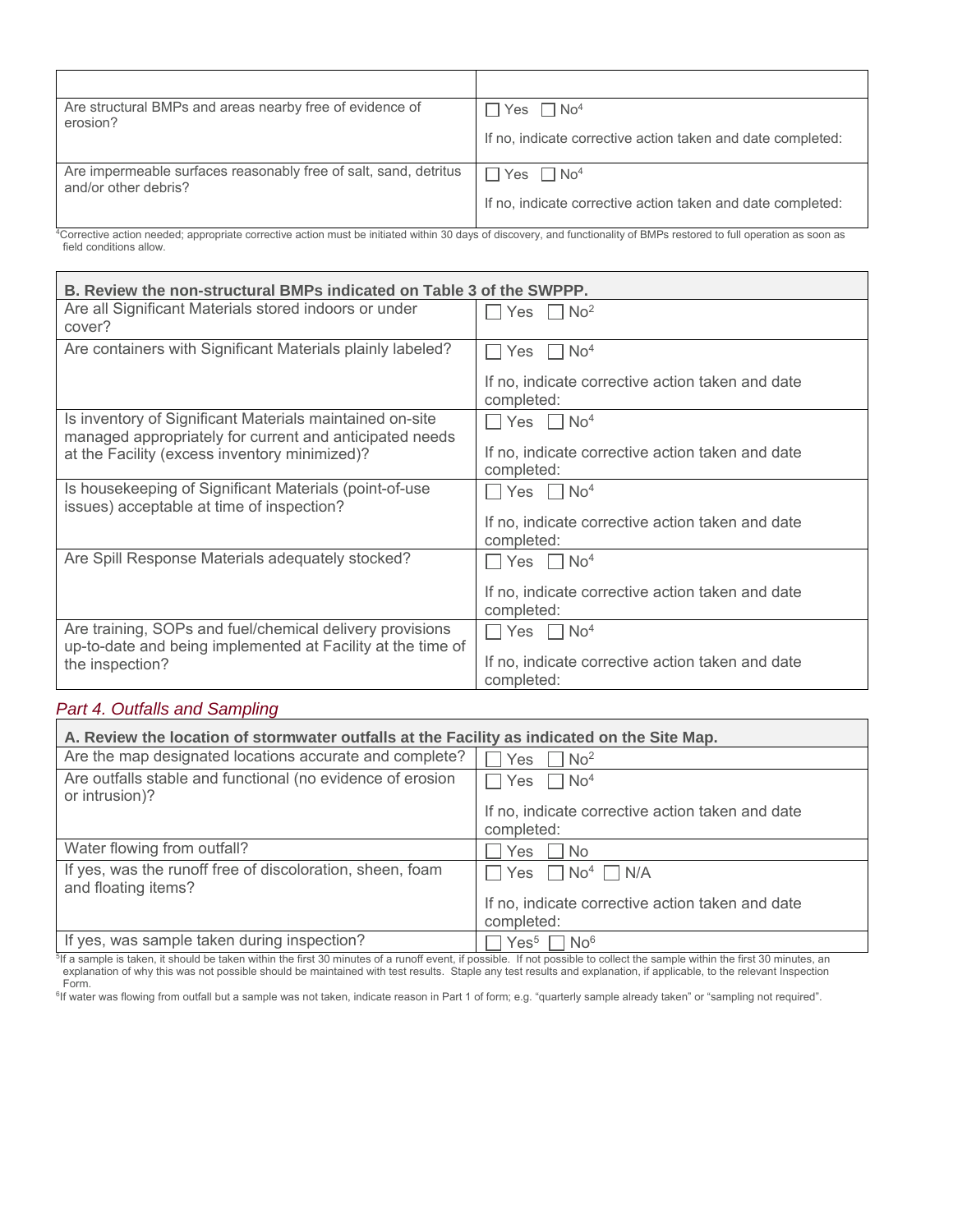| | |
|---|---|
| | |
| Are structural BMPs and areas nearby free of evidence of erosion? | ☐ Yes ☐ No[4]<br><br>If no, indicate corrective action taken and date completed: |
| Are impermeable surfaces reasonably free of salt, sand, detritus and/or other debris? | ☐ Yes ☐ No[4]<br><br>If no, indicate corrective action taken and date completed: |

[4]Corrective action needed; appropriate corrective action must be initiated within 30 days of discovery, and functionality of BMPs restored to full operation as soon as field conditions allow.

| **B. Review the non-structural BMPs indicated on Table 3 of the SWPPP.** | |
|---|---|
| Are all Significant Materials stored indoors or under cover? | ☐ Yes ☐ No[2] |
| Are containers with Significant Materials plainly labeled? | ☐ Yes ☐ No[4]<br><br>If no, indicate corrective action taken and date completed: |
| Is inventory of Significant Materials maintained on-site managed appropriately for current and anticipated needs at the Facility (excess inventory minimized)? | ☐ Yes ☐ No[4]<br><br>If no, indicate corrective action taken and date completed: |
| Is housekeeping of Significant Materials (point-of-use issues) acceptable at time of inspection? | ☐ Yes ☐ No[4]<br><br>If no, indicate corrective action taken and date completed: |
| Are Spill Response Materials adequately stocked? | ☐ Yes ☐ No[4]<br><br>If no, indicate corrective action taken and date completed: |
| Are training, SOPs and fuel/chemical delivery provisions up-to-date and being implemented at Facility at the time of the inspection? | ☐ Yes ☐ No[4]<br><br>If no, indicate corrective action taken and date completed: |

## *Part 4. Outfalls and Sampling*

| **A. Review the location of stormwater outfalls at the Facility as indicated on the Site Map.** | |
|---|---|
| Are the map designated locations accurate and complete? | ☐ Yes ☐ No[2] |
| Are outfalls stable and functional (no evidence of erosion or intrusion)? | ☐ Yes ☐ No[4]<br><br>If no, indicate corrective action taken and date completed: |
| Water flowing from outfall? | ☐ Yes ☐ No |
| If yes, was the runoff free of discoloration, sheen, foam and floating items? | ☐ Yes ☐ No[4] ☐ N/A<br><br>If no, indicate corrective action taken and date completed: |
| If yes, was sample taken during inspection? | ☐ Yes[5] ☐ No[6] |

[5]If a sample is taken, it should be taken within the first 30 minutes of a runoff event, if possible. If not possible to collect the sample within the first 30 minutes, an explanation of why this was not possible should be maintained with test results. Staple any test results and explanation, if applicable, to the relevant Inspection Form.

[6]If water was flowing from outfall but a sample was not taken, indicate reason in Part 1 of form; e.g. "quarterly sample already taken" or "sampling not required".